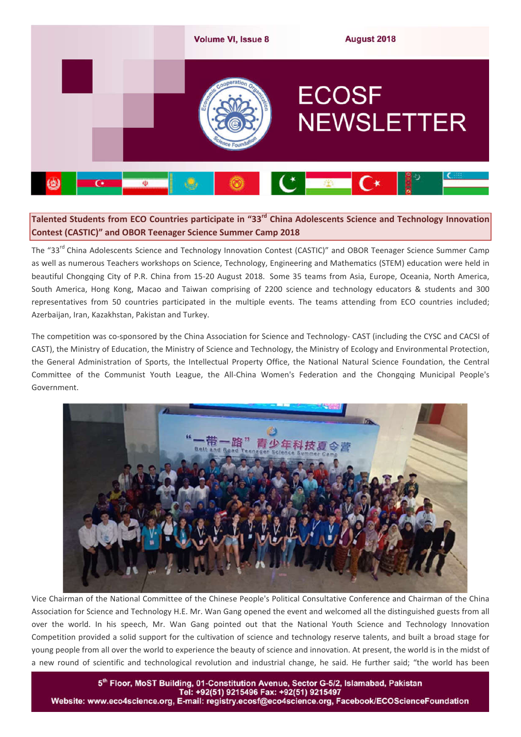# ECOSF NEWSLETTER

Volume VI, Issue 8 — August 2018

## Talented Students from ECO Countries participate in "33rd China Adolescents Science and Technology Innovation Contest (CASTIC)" and OBOR Teenager Science Summer Camp 2018

The "33rd China Adolescents Science and Technology Innovation Contest (CASTIC)" and OBOR Teenager Science Summer Camp as well as numerous Teachers workshops on Science, Technology, Engineering and Mathematics (STEM) education were held in beautiful Chongqing City of P.R. China from 15-20 August 2018. Some 35 teams from Asia, Europe, Oceania, North America, South America, Hong Kong, Macao and Taiwan comprising of 2200 science and technology educators & students and 300 representatives from 50 countries participated in the multiple events. The teams attending from ECO countries included; Azerbaijan, Iran, Kazakhstan, Pakistan and Turkey.

The competition was co-sponsored by the China Association for Science and Technology- CAST (including the CYSC and CACSI of CAST), the Ministry of Education, the Ministry of Science and Technology, the Ministry of Ecology and Environmental Protection, the General Administration of Sports, the Intellectual Property Office, the National Natural Science Foundation, the Central Committee of the Communist Youth League, the All-China Women's Federation and the Chongqing Municipal People's Government.

Vice Chairman of the National Committee of the Chinese People's Political Consultative Conference and Chairman of the China Association for Science and Technology H.E. Mr. Wan Gang opened the event and welcomed all the distinguished guests from all over the world. In his speech, Mr. Wan Gang pointed out that the National Youth Science and Technology Innovation Competition provided a solid support for the cultivation of science and technology reserve talents, and built a broad stage for young people from all over the world to experience the beauty of science and innovation. At present, the world is in the midst of a new round of scientific and technological revolution and industrial change, he said. He further said; "the world has been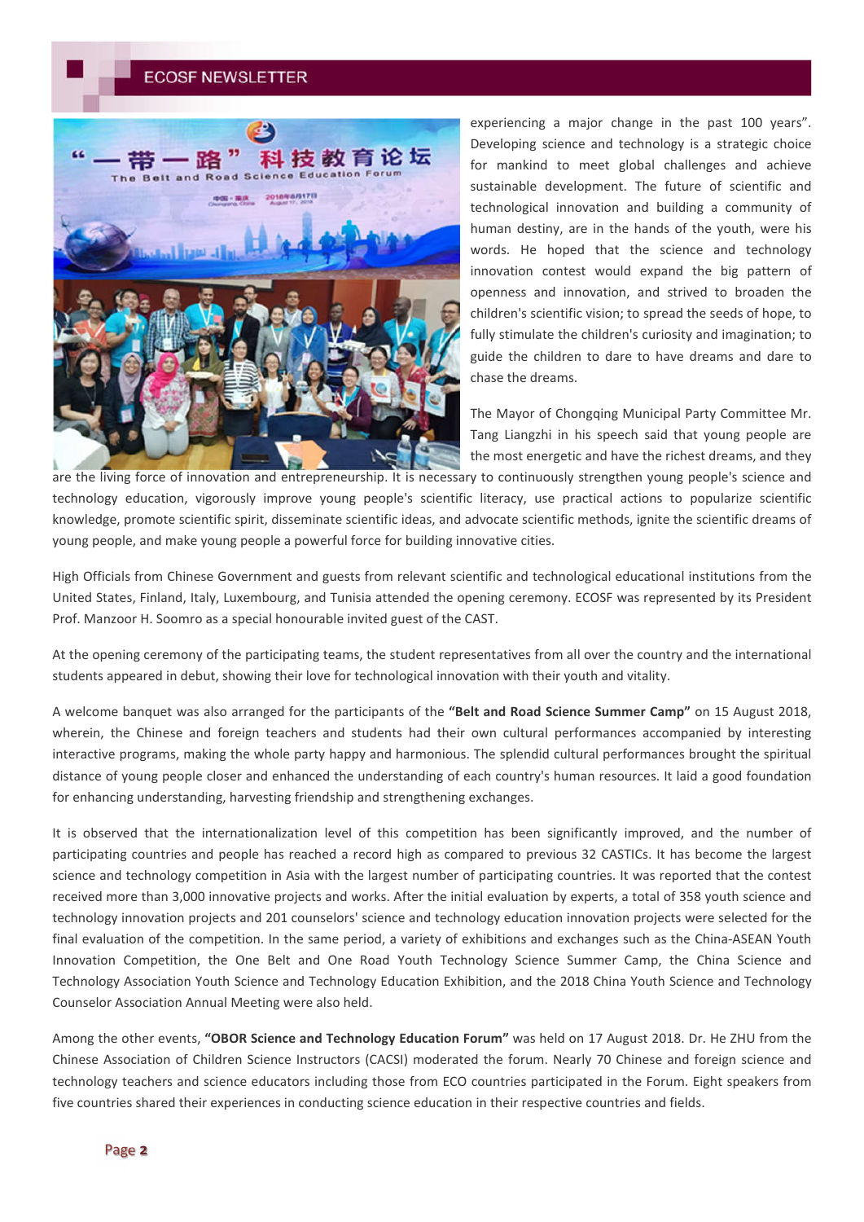experiencing a major change in the past 100 years". Developing science and technology is a strategic choice for mankind to meet global challenges and achieve sustainable development. The future of scientific and technological innovation and building a community of human destiny, are in the hands of the youth, were his words. He hoped that the science and technology innovation contest would expand the big pattern of openness and innovation, and strived to broaden the children's scientific vision; to spread the seeds of hope, to fully stimulate the children's curiosity and imagination; to guide the children to dare to have dreams and dare to chase the dreams.

The Mayor of Chongqing Municipal Party Committee Mr. Tang Liangzhi in his speech said that young people are the most energetic and have the richest dreams, and they are the living force of innovation and entrepreneurship. It is necessary to continuously strengthen young people's science and technology education, vigorously improve young people's scientific literacy, use practical actions to popularize scientific knowledge, promote scientific spirit, disseminate scientific ideas, and advocate scientific methods, ignite the scientific dreams of young people, and make young people a powerful force for building innovative cities.

High Officials from Chinese Government and guests from relevant scientific and technological educational institutions from the United States, Finland, Italy, Luxembourg, and Tunisia attended the opening ceremony. ECOSF was represented by its President Prof. Manzoor H. Soomro as a special honourable invited guest of the CAST.

At the opening ceremony of the participating teams, the student representatives from all over the country and the international students appeared in debut, showing their love for technological innovation with their youth and vitality.

A welcome banquet was also arranged for the participants of the **"Belt and Road Science Summer Camp"** on 15 August 2018, wherein, the Chinese and foreign teachers and students had their own cultural performances accompanied by interesting interactive programs, making the whole party happy and harmonious. The splendid cultural performances brought the spiritual distance of young people closer and enhanced the understanding of each country's human resources. It laid a good foundation for enhancing understanding, harvesting friendship and strengthening exchanges.

It is observed that the internationalization level of this competition has been significantly improved, and the number of participating countries and people has reached a record high as compared to previous 32 CASTICs. It has become the largest science and technology competition in Asia with the largest number of participating countries. It was reported that the contest received more than 3,000 innovative projects and works. After the initial evaluation by experts, a total of 358 youth science and technology innovation projects and 201 counselors' science and technology education innovation projects were selected for the final evaluation of the competition. In the same period, a variety of exhibitions and exchanges such as the China-ASEAN Youth Innovation Competition, the One Belt and One Road Youth Technology Science Summer Camp, the China Science and Technology Association Youth Science and Technology Education Exhibition, and the 2018 China Youth Science and Technology Counselor Association Annual Meeting were also held.

Among the other events, **"OBOR Science and Technology Education Forum"** was held on 17 August 2018. Dr. He ZHU from the Chinese Association of Children Science Instructors (CACSI) moderated the forum. Nearly 70 Chinese and foreign science and technology teachers and science educators including those from ECO countries participated in the Forum. Eight speakers from five countries shared their experiences in conducting science education in their respective countries and fields.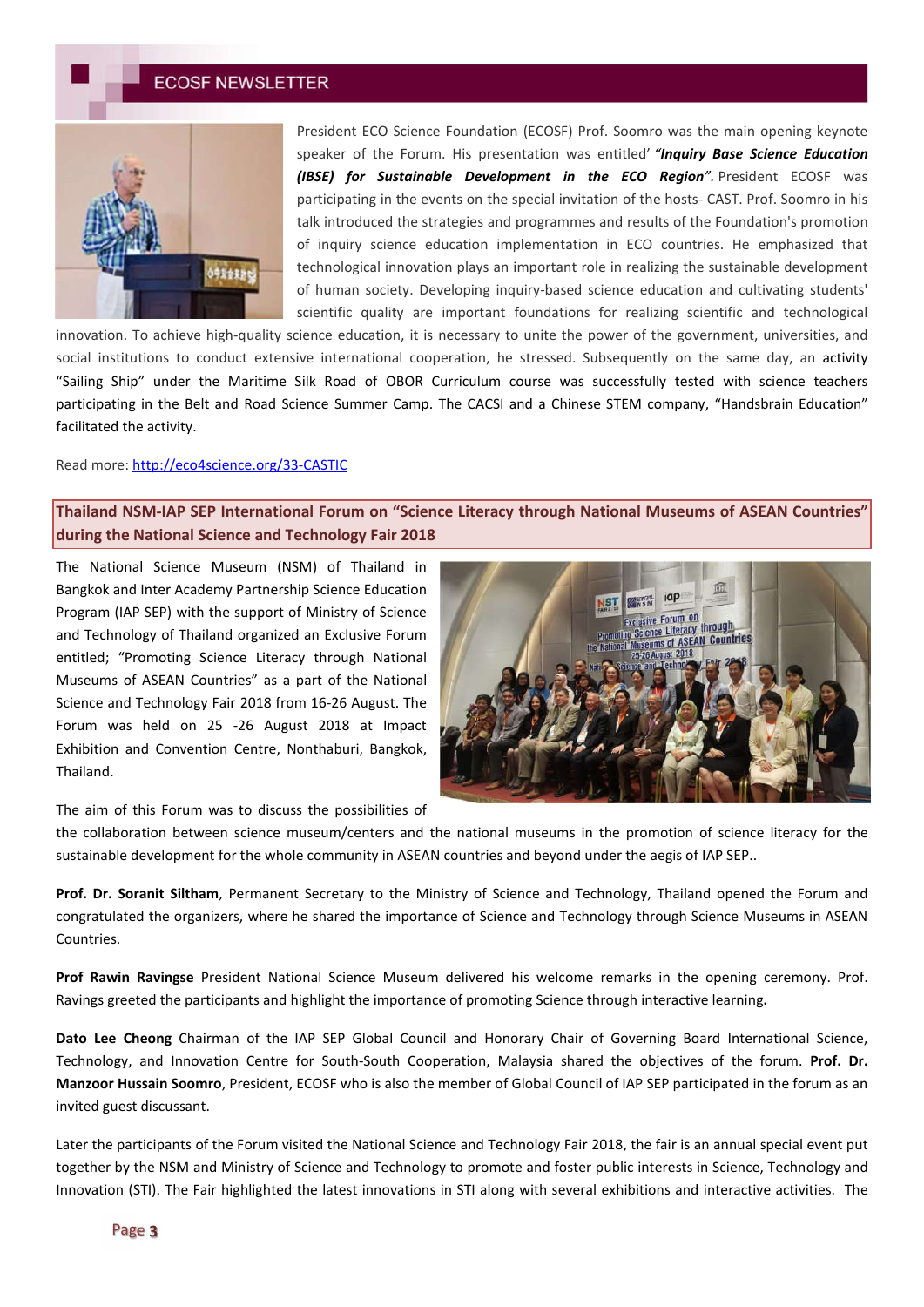President ECO Science Foundation (ECOSF) Prof. Soomro was the main opening keynote speaker of the Forum. His presentation was entitled' ***"Inquiry Base Science Education (IBSE) for Sustainable Development in the ECO Region"***. President ECOSF was participating in the events on the special invitation of the hosts- CAST. Prof. Soomro in his talk introduced the strategies and programmes and results of the Foundation's promotion of inquiry science education implementation in ECO countries. He emphasized that technological innovation plays an important role in realizing the sustainable development of human society. Developing inquiry-based science education and cultivating students' scientific quality are important foundations for realizing scientific and technological innovation. To achieve high-quality science education, it is necessary to unite the power of the government, universities, and social institutions to conduct extensive international cooperation, he stressed. Subsequently on the same day, an activity "Sailing Ship" under the Maritime Silk Road of OBOR Curriculum course was successfully tested with science teachers participating in the Belt and Road Science Summer Camp. The CACSI and a Chinese STEM company, "Handsbrain Education" facilitated the activity.

Read more: http://eco4science.org/33-CASTIC

## Thailand NSM-IAP SEP International Forum on "Science Literacy through National Museums of ASEAN Countries" during the National Science and Technology Fair 2018

The National Science Museum (NSM) of Thailand in Bangkok and Inter Academy Partnership Science Education Program (IAP SEP) with the support of Ministry of Science and Technology of Thailand organized an Exclusive Forum entitled; "Promoting Science Literacy through National Museums of ASEAN Countries" as a part of the National Science and Technology Fair 2018 from 16-26 August. The Forum was held on 25 -26 August 2018 at Impact Exhibition and Convention Centre, Nonthaburi, Bangkok, Thailand.

The aim of this Forum was to discuss the possibilities of the collaboration between science museum/centers and the national museums in the promotion of science literacy for the sustainable development for the whole community in ASEAN countries and beyond under the aegis of IAP SEP..

**Prof. Dr. Soranit Siltham**, Permanent Secretary to the Ministry of Science and Technology, Thailand opened the Forum and congratulated the organizers, where he shared the importance of Science and Technology through Science Museums in ASEAN Countries.

**Prof Rawin Ravingse** President National Science Museum delivered his welcome remarks in the opening ceremony. Prof. Ravings greeted the participants and highlight the importance of promoting Science through interactive learning**.**

**Dato Lee Cheong** Chairman of the IAP SEP Global Council and Honorary Chair of Governing Board International Science, Technology, and Innovation Centre for South-South Cooperation, Malaysia shared the objectives of the forum. **Prof. Dr. Manzoor Hussain Soomro**, President, ECOSF who is also the member of Global Council of IAP SEP participated in the forum as an invited guest discussant.

Later the participants of the Forum visited the National Science and Technology Fair 2018, the fair is an annual special event put together by the NSM and Ministry of Science and Technology to promote and foster public interests in Science, Technology and Innovation (STI). The Fair highlighted the latest innovations in STI along with several exhibitions and interactive activities. The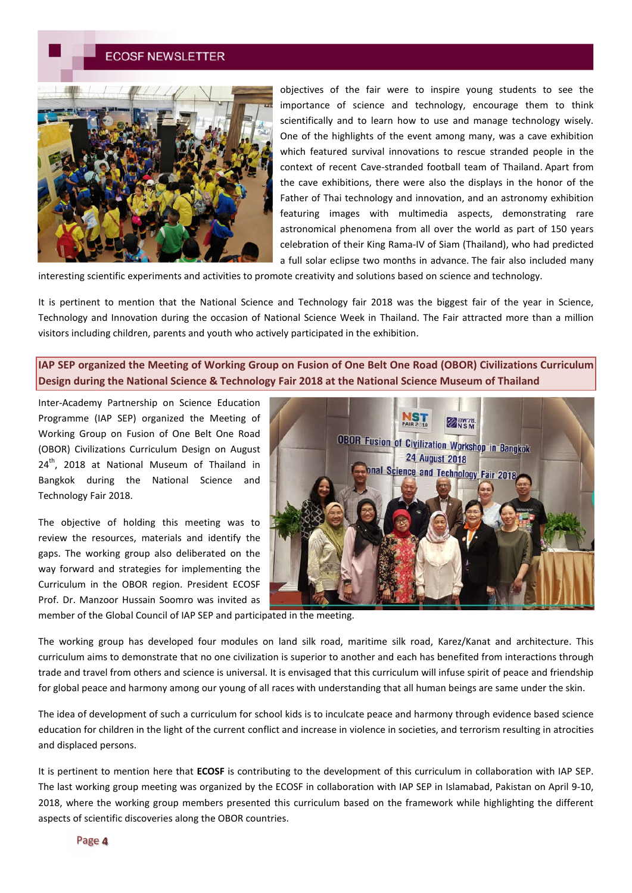objectives of the fair were to inspire young students to see the importance of science and technology, encourage them to think scientifically and to learn how to use and manage technology wisely. One of the highlights of the event among many, was a cave exhibition which featured survival innovations to rescue stranded people in the context of recent Cave-stranded football team of Thailand. Apart from the cave exhibitions, there were also the displays in the honor of the Father of Thai technology and innovation, and an astronomy exhibition featuring images with multimedia aspects, demonstrating rare astronomical phenomena from all over the world as part of 150 years celebration of their King Rama-IV of Siam (Thailand), who had predicted a full solar eclipse two months in advance. The fair also included many interesting scientific experiments and activities to promote creativity and solutions based on science and technology.

It is pertinent to mention that the National Science and Technology fair 2018 was the biggest fair of the year in Science, Technology and Innovation during the occasion of National Science Week in Thailand. The Fair attracted more than a million visitors including children, parents and youth who actively participated in the exhibition.

## IAP SEP organized the Meeting of Working Group on Fusion of One Belt One Road (OBOR) Civilizations Curriculum Design during the National Science & Technology Fair 2018 at the National Science Museum of Thailand

Inter-Academy Partnership on Science Education Programme (IAP SEP) organized the Meeting of Working Group on Fusion of One Belt One Road (OBOR) Civilizations Curriculum Design on August 24th, 2018 at National Museum of Thailand in Bangkok during the National Science and Technology Fair 2018.

The objective of holding this meeting was to review the resources, materials and identify the gaps. The working group also deliberated on the way forward and strategies for implementing the Curriculum in the OBOR region. President ECOSF Prof. Dr. Manzoor Hussain Soomro was invited as member of the Global Council of IAP SEP and participated in the meeting.

The working group has developed four modules on land silk road, maritime silk road, Karez/Kanat and architecture. This curriculum aims to demonstrate that no one civilization is superior to another and each has benefited from interactions through trade and travel from others and science is universal. It is envisaged that this curriculum will infuse spirit of peace and friendship for global peace and harmony among our young of all races with understanding that all human beings are same under the skin.

The idea of development of such a curriculum for school kids is to inculcate peace and harmony through evidence based science education for children in the light of the current conflict and increase in violence in societies, and terrorism resulting in atrocities and displaced persons.

It is pertinent to mention here that **ECOSF** is contributing to the development of this curriculum in collaboration with IAP SEP. The last working group meeting was organized by the ECOSF in collaboration with IAP SEP in Islamabad, Pakistan on April 9-10, 2018, where the working group members presented this curriculum based on the framework while highlighting the different aspects of scientific discoveries along the OBOR countries.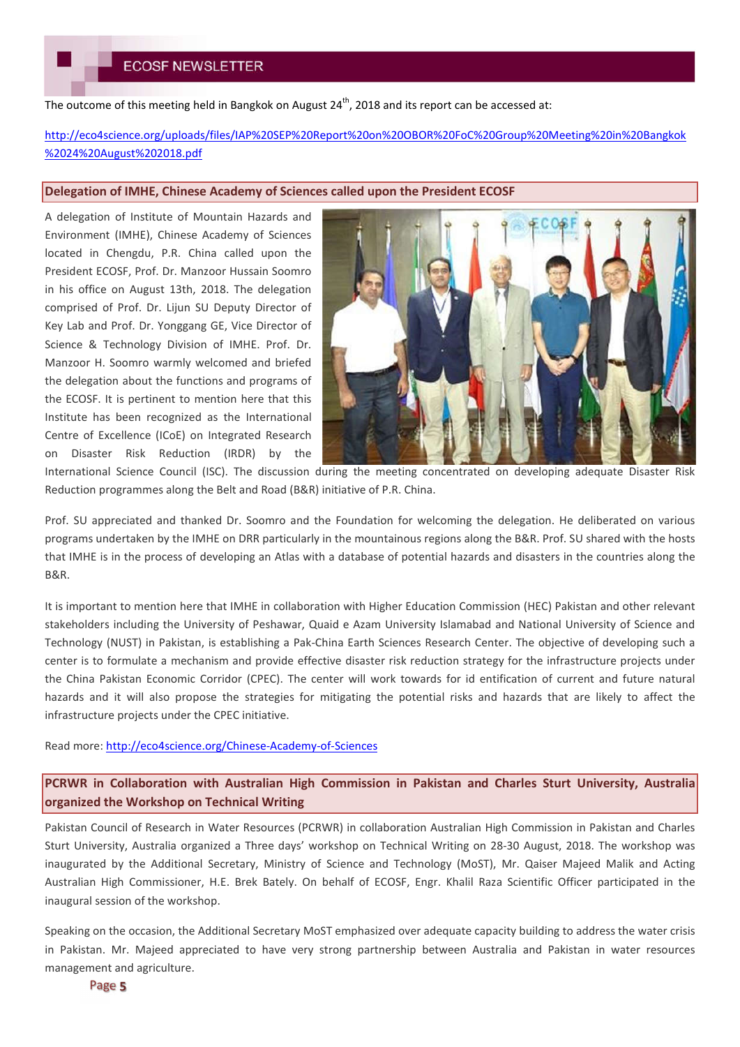The outcome of this meeting held in Bangkok on August 24th, 2018 and its report can be accessed at:

http://eco4science.org/uploads/files/IAP%20SEP%20Report%20on%20OBOR%20FoC%20Group%20Meeting%20in%20Bangkok%2024%20August%202018.pdf

## Delegation of IMHE, Chinese Academy of Sciences called upon the President ECOSF

A delegation of Institute of Mountain Hazards and Environment (IMHE), Chinese Academy of Sciences located in Chengdu, P.R. China called upon the President ECOSF, Prof. Dr. Manzoor Hussain Soomro in his office on August 13th, 2018. The delegation comprised of Prof. Dr. Lijun SU Deputy Director of Key Lab and Prof. Dr. Yonggang GE, Vice Director of Science & Technology Division of IMHE. Prof. Dr. Manzoor H. Soomro warmly welcomed and briefed the delegation about the functions and programs of the ECOSF. It is pertinent to mention here that this Institute has been recognized as the International Centre of Excellence (ICoE) on Integrated Research on Disaster Risk Reduction (IRDR) by the International Science Council (ISC). The discussion during the meeting concentrated on developing adequate Disaster Risk Reduction programmes along the Belt and Road (B&R) initiative of P.R. China.

Prof. SU appreciated and thanked Dr. Soomro and the Foundation for welcoming the delegation. He deliberated on various programs undertaken by the IMHE on DRR particularly in the mountainous regions along the B&R. Prof. SU shared with the hosts that IMHE is in the process of developing an Atlas with a database of potential hazards and disasters in the countries along the B&R.

It is important to mention here that IMHE in collaboration with Higher Education Commission (HEC) Pakistan and other relevant stakeholders including the University of Peshawar, Quaid e Azam University Islamabad and National University of Science and Technology (NUST) in Pakistan, is establishing a Pak-China Earth Sciences Research Center. The objective of developing such a center is to formulate a mechanism and provide effective disaster risk reduction strategy for the infrastructure projects under the China Pakistan Economic Corridor (CPEC). The center will work towards for id entification of current and future natural hazards and it will also propose the strategies for mitigating the potential risks and hazards that are likely to affect the infrastructure projects under the CPEC initiative.

Read more: http://eco4science.org/Chinese-Academy-of-Sciences

## PCRWR in Collaboration with Australian High Commission in Pakistan and Charles Sturt University, Australia organized the Workshop on Technical Writing

Pakistan Council of Research in Water Resources (PCRWR) in collaboration Australian High Commission in Pakistan and Charles Sturt University, Australia organized a Three days' workshop on Technical Writing on 28-30 August, 2018. The workshop was inaugurated by the Additional Secretary, Ministry of Science and Technology (MoST), Mr. Qaiser Majeed Malik and Acting Australian High Commissioner, H.E. Brek Bately. On behalf of ECOSF, Engr. Khalil Raza Scientific Officer participated in the inaugural session of the workshop.

Speaking on the occasion, the Additional Secretary MoST emphasized over adequate capacity building to address the water crisis in Pakistan. Mr. Majeed appreciated to have very strong partnership between Australia and Pakistan in water resources management and agriculture.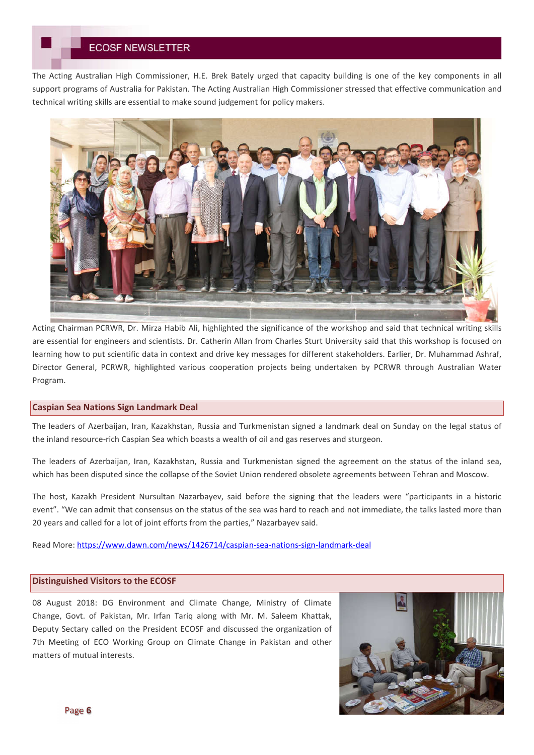The Acting Australian High Commissioner, H.E. Brek Bately urged that capacity building is one of the key components in all support programs of Australia for Pakistan. The Acting Australian High Commissioner stressed that effective communication and technical writing skills are essential to make sound judgement for policy makers.

Acting Chairman PCRWR, Dr. Mirza Habib Ali, highlighted the significance of the workshop and said that technical writing skills are essential for engineers and scientists. Dr. Catherin Allan from Charles Sturt University said that this workshop is focused on learning how to put scientific data in context and drive key messages for different stakeholders. Earlier, Dr. Muhammad Ashraf, Director General, PCRWR, highlighted various cooperation projects being undertaken by PCRWR through Australian Water Program.

## Caspian Sea Nations Sign Landmark Deal

The leaders of Azerbaijan, Iran, Kazakhstan, Russia and Turkmenistan signed a landmark deal on Sunday on the legal status of the inland resource-rich Caspian Sea which boasts a wealth of oil and gas reserves and sturgeon.

The leaders of Azerbaijan, Iran, Kazakhstan, Russia and Turkmenistan signed the agreement on the status of the inland sea, which has been disputed since the collapse of the Soviet Union rendered obsolete agreements between Tehran and Moscow.

The host, Kazakh President Nursultan Nazarbayev, said before the signing that the leaders were "participants in a historic event". "We can admit that consensus on the status of the sea was hard to reach and not immediate, the talks lasted more than 20 years and called for a lot of joint efforts from the parties," Nazarbayev said.

Read More: https://www.dawn.com/news/1426714/caspian-sea-nations-sign-landmark-deal

## Distinguished Visitors to the ECOSF

08 August 2018: DG Environment and Climate Change, Ministry of Climate Change, Govt. of Pakistan, Mr. Irfan Tariq along with Mr. M. Saleem Khattak, Deputy Sectary called on the President ECOSF and discussed the organization of 7th Meeting of ECO Working Group on Climate Change in Pakistan and other matters of mutual interests.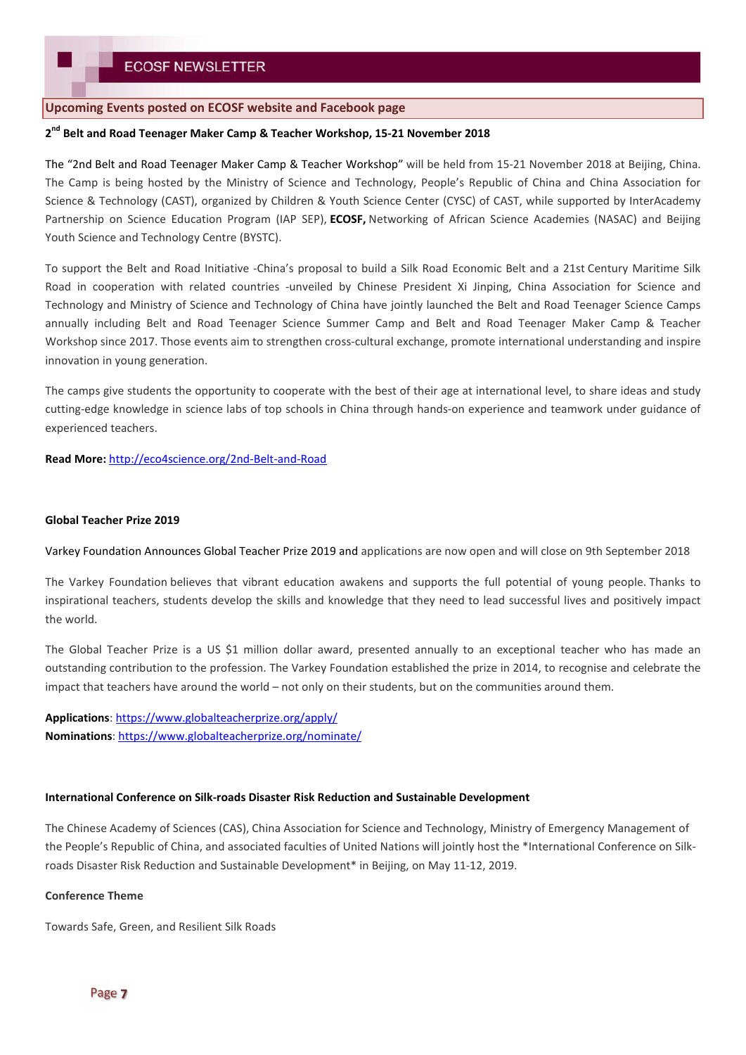## Upcoming Events posted on ECOSF website and Facebook page

### 2nd Belt and Road Teenager Maker Camp & Teacher Workshop, 15-21 November 2018

The “2nd Belt and Road Teenager Maker Camp & Teacher Workshop” will be held from 15-21 November 2018 at Beijing, China. The Camp is being hosted by the Ministry of Science and Technology, People’s Republic of China and China Association for Science & Technology (CAST), organized by Children & Youth Science Center (CYSC) of CAST, while supported by InterAcademy Partnership on Science Education Program (IAP SEP), **ECOSF,** Networking of African Science Academies (NASAC) and Beijing Youth Science and Technology Centre (BYSTC).

To support the Belt and Road Initiative -China’s proposal to build a Silk Road Economic Belt and a 21st Century Maritime Silk Road in cooperation with related countries -unveiled by Chinese President Xi Jinping, China Association for Science and Technology and Ministry of Science and Technology of China have jointly launched the Belt and Road Teenager Science Camps annually including Belt and Road Teenager Science Summer Camp and Belt and Road Teenager Maker Camp & Teacher Workshop since 2017. Those events aim to strengthen cross-cultural exchange, promote international understanding and inspire innovation in young generation.

The camps give students the opportunity to cooperate with the best of their age at international level, to share ideas and study cutting-edge knowledge in science labs of top schools in China through hands-on experience and teamwork under guidance of experienced teachers.

**Read More:** http://eco4science.org/2nd-Belt-and-Road

### Global Teacher Prize 2019

Varkey Foundation Announces Global Teacher Prize 2019 and applications are now open and will close on 9th September 2018

The Varkey Foundation believes that vibrant education awakens and supports the full potential of young people. Thanks to inspirational teachers, students develop the skills and knowledge that they need to lead successful lives and positively impact the world.

The Global Teacher Prize is a US $1 million dollar award, presented annually to an exceptional teacher who has made an outstanding contribution to the profession. The Varkey Foundation established the prize in 2014, to recognise and celebrate the impact that teachers have around the world – not only on their students, but on the communities around them.

**Applications**: https://www.globalteacherprize.org/apply/
**Nominations**: https://www.globalteacherprize.org/nominate/

### International Conference on Silk-roads Disaster Risk Reduction and Sustainable Development

The Chinese Academy of Sciences (CAS), China Association for Science and Technology, Ministry of Emergency Management of the People’s Republic of China, and associated faculties of United Nations will jointly host the *International Conference on Silk-roads Disaster Risk Reduction and Sustainable Development* in Beijing, on May 11-12, 2019.

**Conference Theme**

Towards Safe, Green, and Resilient Silk Roads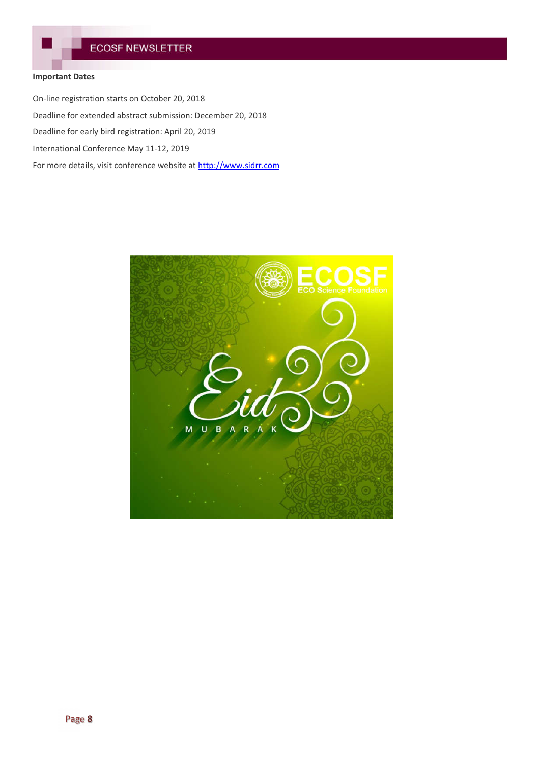**Important Dates**

On-line registration starts on October 20, 2018

Deadline for extended abstract submission: December 20, 2018

Deadline for early bird registration: April 20, 2019

International Conference May 11-12, 2019

For more details, visit conference website at http://www.sidrr.com